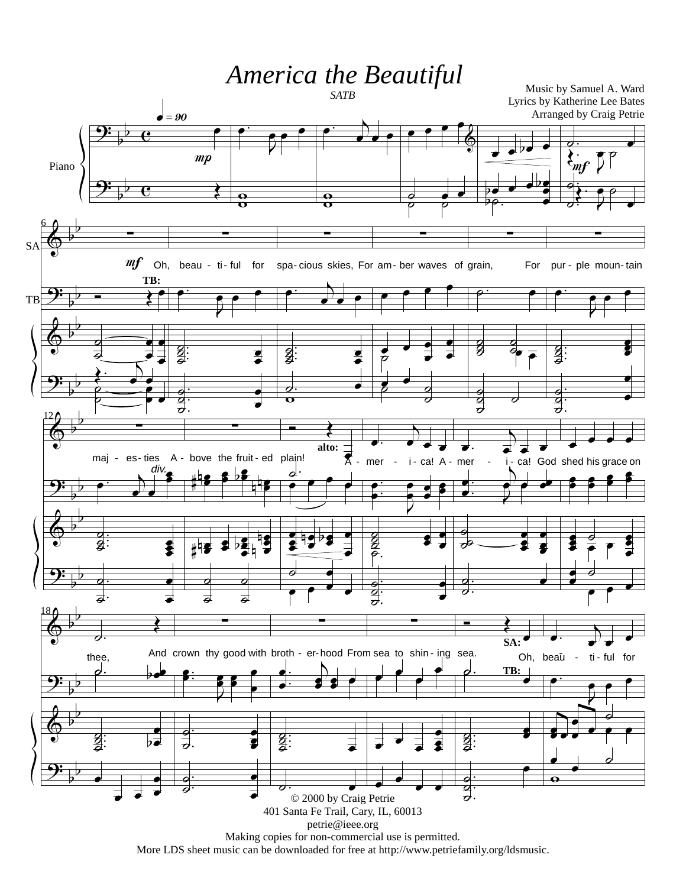# America the Beautiful

SATB

Music by Samuel A. Ward
Lyrics by Katherine Lee Bates
Arranged by Craig Petrie

© 2000 by Craig Petrie
401 Santa Fe Trail, Cary, IL, 60013
petrie@ieee.org
Making copies for non-commercial use is permitted.
More LDS sheet music can be downloaded for free at http://www.petriefamily.org/ldsmusic.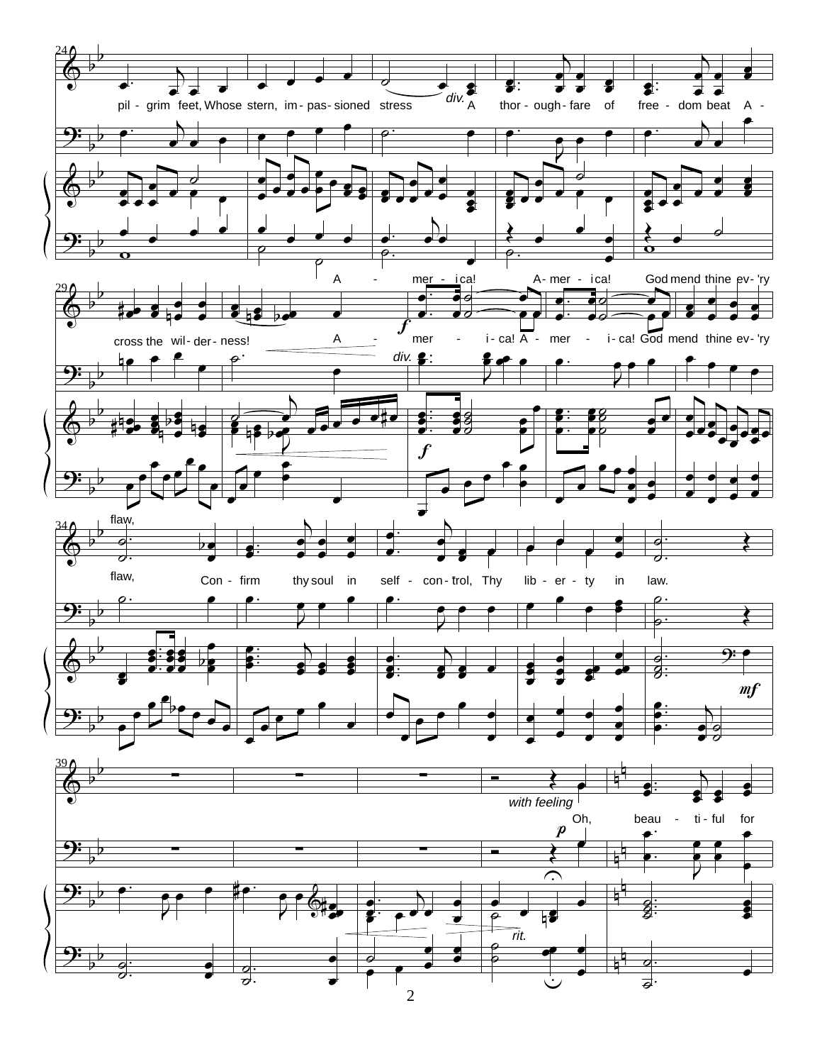pil - grim feet, Whose stern, im - pas - sioned stress *div.* A thor - ough - fare of free - dom beat A - cross the wil - der - ness! A - mer - i ca! A - mer - i ca! God mend thine ev - 'ry flaw, Con - firm thy soul in self - con - trol, Thy lib - er - ty in law.

*with feeling*

Oh, beau - ti - ful for

A - mer - i - ca! A - mer - i - ca! God mend thine ev - 'ry flaw,

*div.*

*rit.*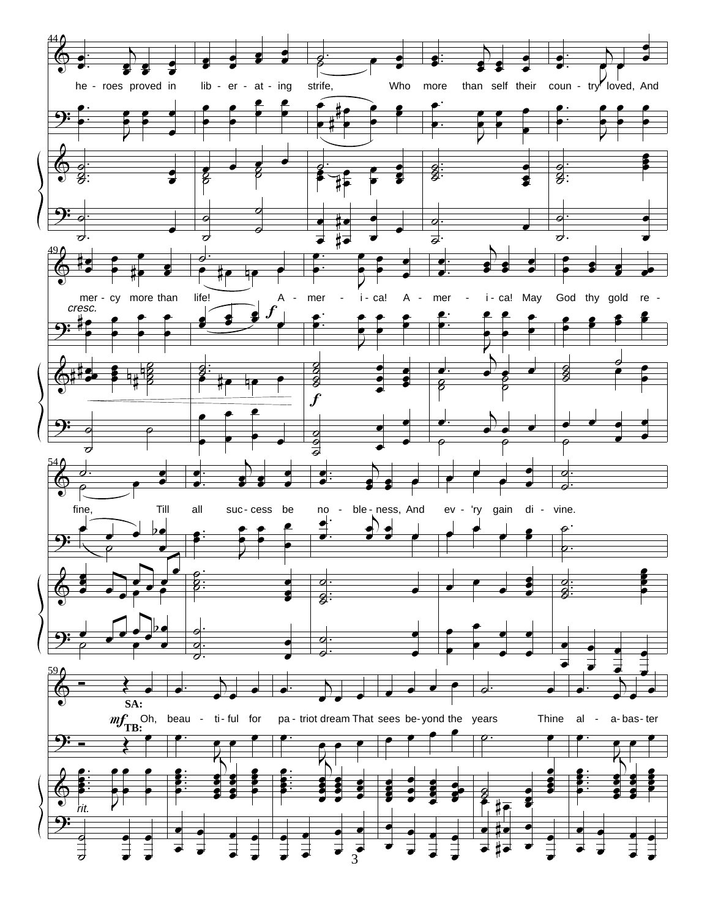he - roes proved in lib - er - at - ing strife, Who more than self their coun - try loved, And

mer - cy more than life! A - mer - i - ca! A - mer - i - ca! May God thy gold re -

*cresc.*

**f**

fine, Till all suc - cess be no - ble - ness, And ev - 'ry gain di - vine.

**SA:**

**mf** Oh, beau - ti - ful for pa - triot dream That sees be - yond the years Thine al - a - bas - ter

**TB:**

*rit.*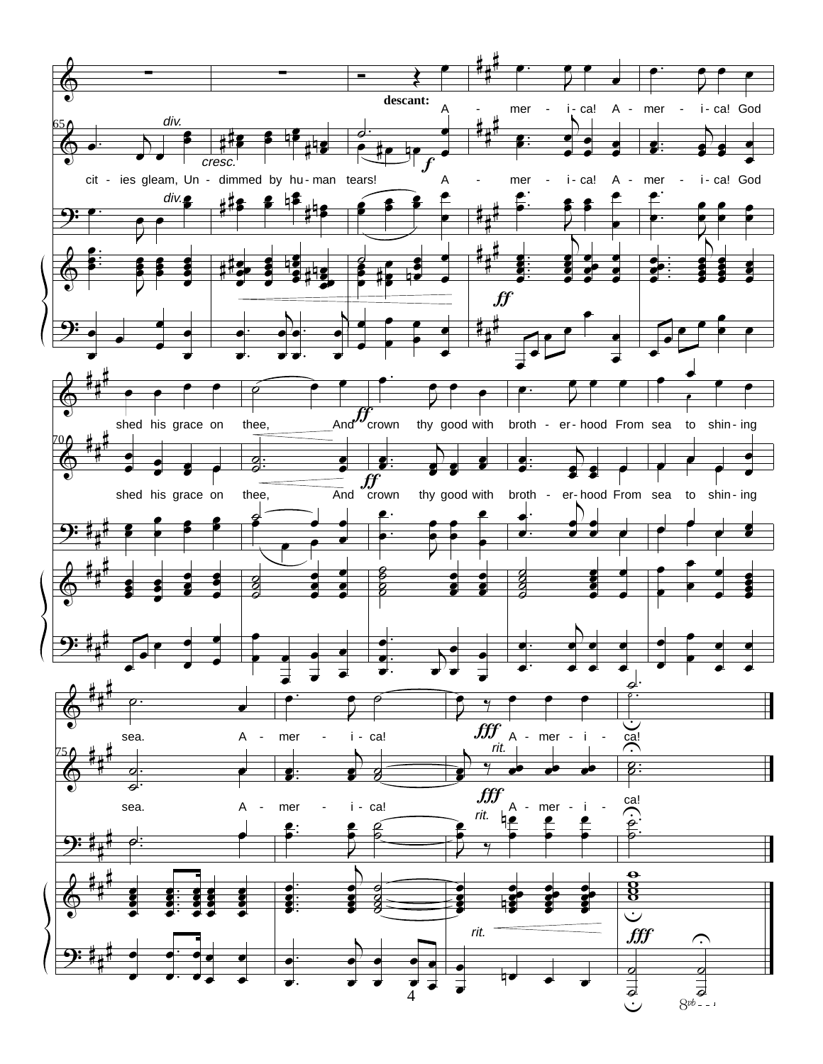descant: A - mer - i - ca! A - mer - i - ca! God shed his grace on thee, And crown thy good with broth - er - hood From sea to shin - ing sea. A - mer - i - ca! A - mer - i - ca!

cit - ies gleam, Un - dimmed by hu - man tears! A - mer - i - ca! A - mer - i - ca! God shed his grace on thee, And crown thy good with broth - er - hood From sea to shin - ing sea. A - mer - i - ca! A - mer - i - ca!

*div.* *cresc.* *f* *ff* *fff* *rit.*

8vb